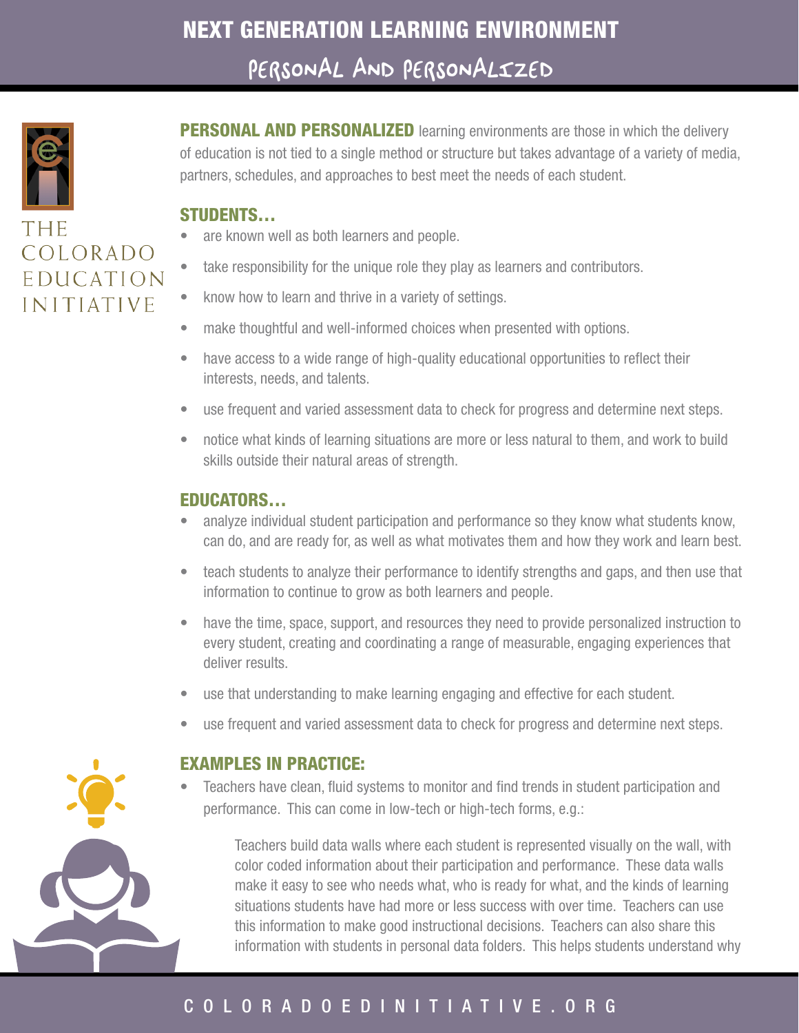# NEXT GENERATION LEARNING ENVIRONMENT

## PERSONAL AND PERSONALIZED

THE COLORADO EDUCATION INITIATIVE

**PERSONAL AND PERSONALIZED** learning environments are those in which the delivery of education is not tied to a single method or structure but takes advantage of a variety of media, partners, schedules, and approaches to best meet the needs of each student.

### STUDENTS…

- are known well as both learners and people.
- take responsibility for the unique role they play as learners and contributors.
- know how to learn and thrive in a variety of settings.
- make thoughtful and well-informed choices when presented with options.
- have access to a wide range of high-quality educational opportunities to reflect their interests, needs, and talents.
- use frequent and varied assessment data to check for progress and determine next steps.
- notice what kinds of learning situations are more or less natural to them, and work to build skills outside their natural areas of strength.

### EDUCATORS…

- analyze individual student participation and performance so they know what students know, can do, and are ready for, as well as what motivates them and how they work and learn best.
- teach students to analyze their performance to identify strengths and gaps, and then use that information to continue to grow as both learners and people.
- have the time, space, support, and resources they need to provide personalized instruction to every student, creating and coordinating a range of measurable, engaging experiences that deliver results.
- use that understanding to make learning engaging and effective for each student.
- use frequent and varied assessment data to check for progress and determine next steps.

### EXAMPLES IN PRACTICE:

- Teachers have clean, fluid systems to monitor and find trends in student participation and performance. This can come in low-tech or high-tech forms, e.g.:

  Teachers build data walls where each student is represented visually on the wall, with color coded information about their participation and performance. These data walls make it easy to see who needs what, who is ready for what, and the kinds of learning situations students have had more or less success with over time. Teachers can use this information to make good instructional decisions. Teachers can also share this information with students in personal data folders. This helps students understand why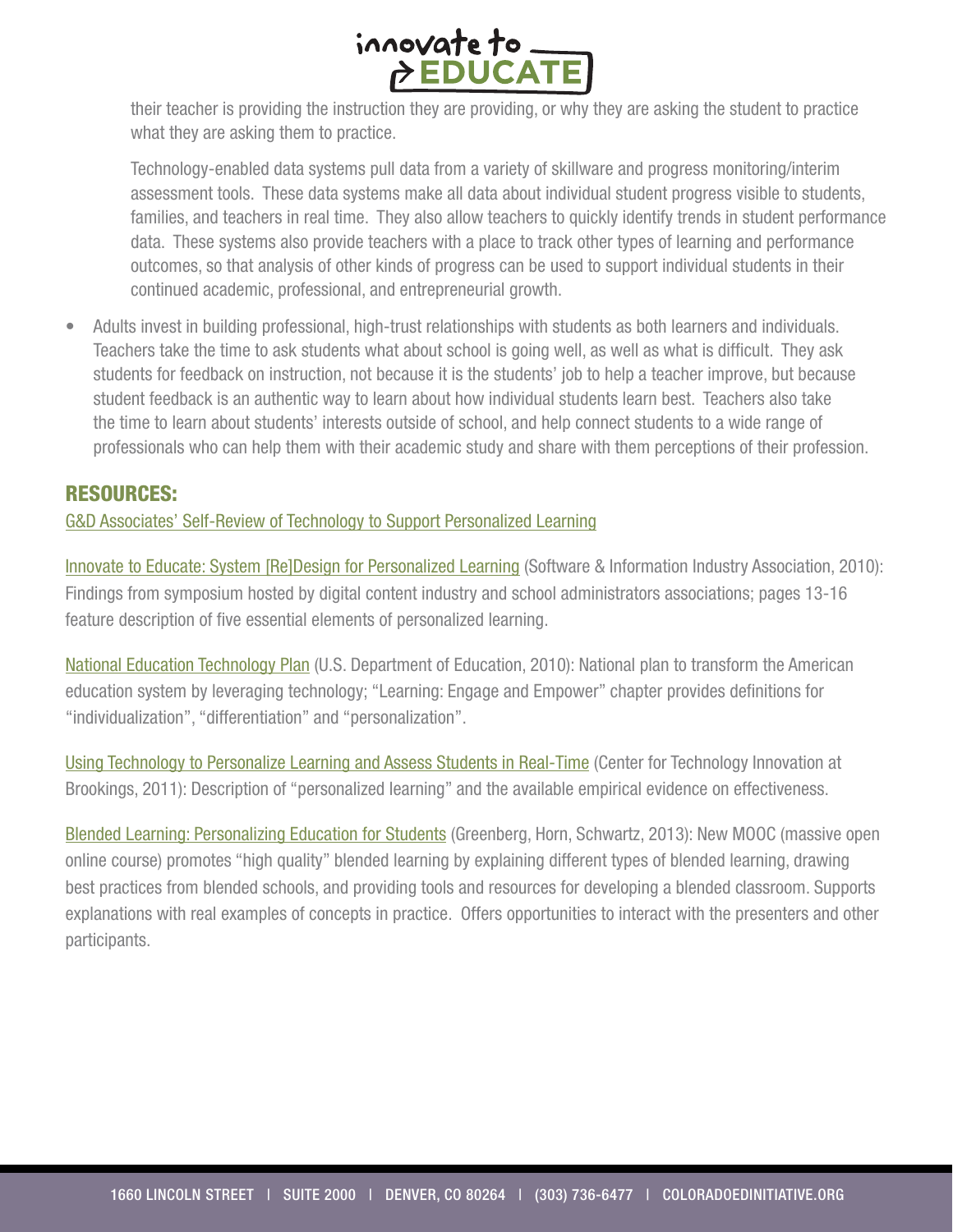their teacher is providing the instruction they are providing, or why they are asking the student to practice what they are asking them to practice.

Technology-enabled data systems pull data from a variety of skillware and progress monitoring/interim assessment tools. These data systems make all data about individual student progress visible to students, families, and teachers in real time. They also allow teachers to quickly identify trends in student performance data. These systems also provide teachers with a place to track other types of learning and performance outcomes, so that analysis of other kinds of progress can be used to support individual students in their continued academic, professional, and entrepreneurial growth.

- Adults invest in building professional, high-trust relationships with students as both learners and individuals. Teachers take the time to ask students what about school is going well, as well as what is difficult. They ask students for feedback on instruction, not because it is the students' job to help a teacher improve, but because student feedback is an authentic way to learn about how individual students learn best. Teachers also take the time to learn about students' interests outside of school, and help connect students to a wide range of professionals who can help them with their academic study and share with them perceptions of their profession.

## RESOURCES:

G&D Associates' Self-Review of Technology to Support Personalized Learning

Innovate to Educate: System [Re]Design for Personalized Learning (Software & Information Industry Association, 2010): Findings from symposium hosted by digital content industry and school administrators associations; pages 13-16 feature description of five essential elements of personalized learning.

National Education Technology Plan (U.S. Department of Education, 2010): National plan to transform the American education system by leveraging technology; "Learning: Engage and Empower" chapter provides definitions for "individualization", "differentiation" and "personalization".

Using Technology to Personalize Learning and Assess Students in Real-Time (Center for Technology Innovation at Brookings, 2011): Description of "personalized learning" and the available empirical evidence on effectiveness.

Blended Learning: Personalizing Education for Students (Greenberg, Horn, Schwartz, 2013): New MOOC (massive open online course) promotes "high quality" blended learning by explaining different types of blended learning, drawing best practices from blended schools, and providing tools and resources for developing a blended classroom. Supports explanations with real examples of concepts in practice. Offers opportunities to interact with the presenters and other participants.